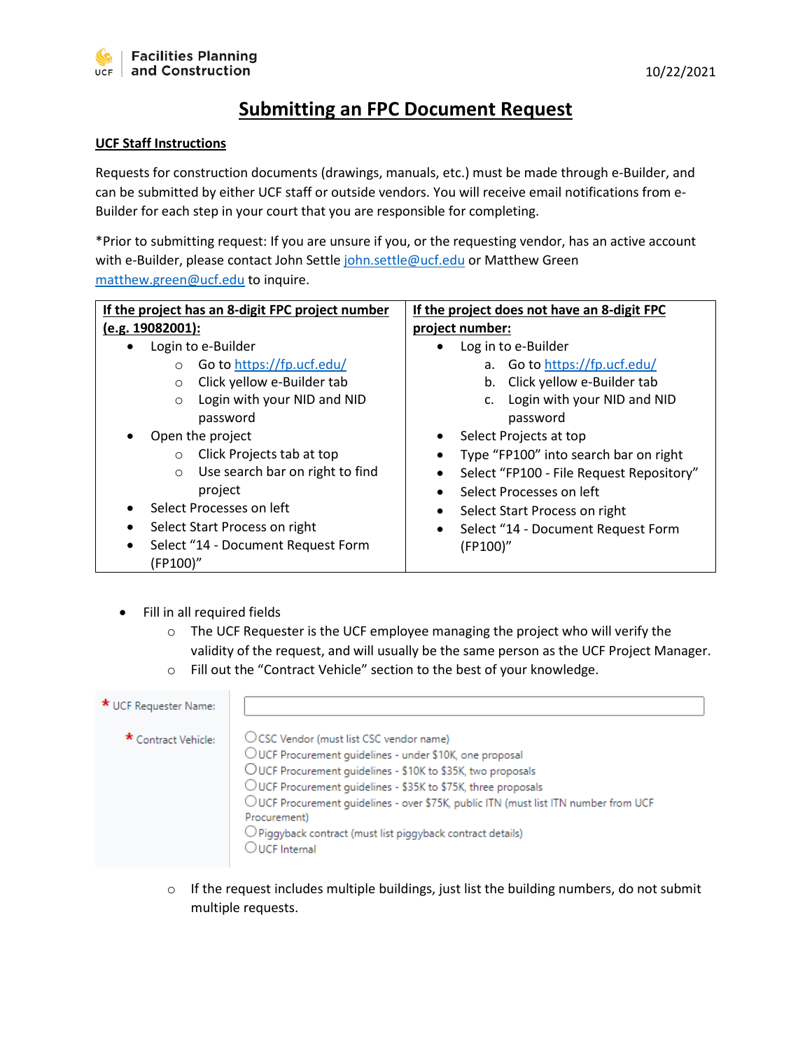Facilities Planning and Construction

10/22/2021

# Submitting an FPC Document Request

## UCF Staff Instructions

Requests for construction documents (drawings, manuals, etc.) must be made through e-Builder, and can be submitted by either UCF staff or outside vendors. You will receive email notifications from e-Builder for each step in your court that you are responsible for completing.

*Prior to submitting request: If you are unsure if you, or the requesting vendor, has an active account with e-Builder, please contact John Settle john.settle@ucf.edu or Matthew Green matthew.green@ucf.edu to inquire.

| If the project has an 8-digit FPC project number (e.g. 19082001): | If the project does not have an 8-digit FPC project number: |
|---|---|
| • Login to e-Builder<br>  ○ Go to https://fp.ucf.edu/<br>  ○ Click yellow e-Builder tab<br>  ○ Login with your NID and NID password<br>• Open the project<br>  ○ Click Projects tab at top<br>  ○ Use search bar on right to find project<br>• Select Processes on left<br>• Select Start Process on right<br>• Select "14 - Document Request Form (FP100)" | • Log in to e-Builder<br>  a. Go to https://fp.ucf.edu/<br>  b. Click yellow e-Builder tab<br>  c. Login with your NID and NID password<br>• Select Projects at top<br>• Type "FP100" into search bar on right<br>• Select "FP100 - File Request Repository"<br>• Select Processes on left<br>• Select Start Process on right<br>• Select "14 - Document Request Form (FP100)" |

- Fill in all required fields
  - The UCF Requester is the UCF employee managing the project who will verify the validity of the request, and will usually be the same person as the UCF Project Manager.
  - Fill out the "Contract Vehicle" section to the best of your knowledge.

| | |
|---|---|
| * UCF Requester Name: | |
| * Contract Vehicle: | ○ CSC Vendor (must list CSC vendor name)<br>○ UCF Procurement guidelines - under $10K, one proposal<br>○ UCF Procurement guidelines - $10K to $35K, two proposals<br>○ UCF Procurement guidelines - $35K to $75K, three proposals<br>○ UCF Procurement guidelines - over $75K, public ITN (must list ITN number from UCF Procurement)<br>○ Piggyback contract (must list piggyback contract details)<br>○ UCF Internal |

  - If the request includes multiple buildings, just list the building numbers, do not submit multiple requests.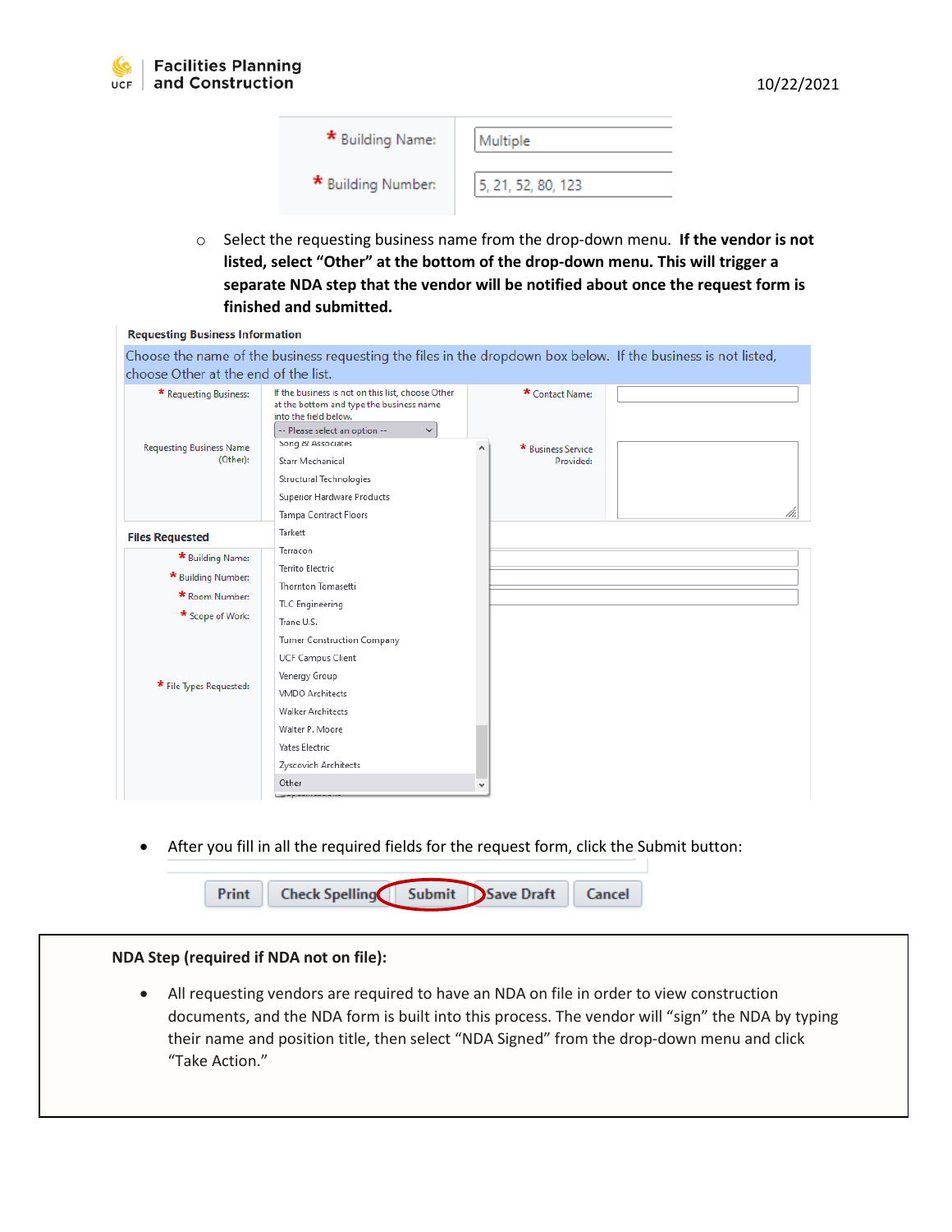Building Name: Multiple

Building Number: 5, 21, 52, 80, 123

- Select the requesting business name from the drop-down menu. **If the vendor is not listed, select "Other" at the bottom of the drop-down menu. This will trigger a separate NDA step that the vendor will be notified about once the request form is finished and submitted.**

**Requesting Business Information**

Choose the name of the business requesting the files in the dropdown box below. If the business is not listed, choose Other at the end of the list.

* Requesting Business: If the business is not on this list, choose Other at the bottom and type the business name into the field below.

-- Please select an option --

Song & Associates
Starr Mechanical
Structural Technologies
Superior Hardware Products
Tampa Contract Floors
Tarkett
Terracon
Territo Electric
Thornton Tomasetti
TLC Engineering
Trane U.S.
Turner Construction Company
UCF Campus Client
Venergy Group
VMDO Architects
Walker Architects
Walter P. Moore
Yates Electric
Zyscovich Architects
Other

Requesting Business Name (Other):

* Contact Name:

* Business Service Provided:

**Files Requested**

* Building Name:
* Building Number:
* Room Number:
* Scope of Work:
* File Types Requested:

- After you fill in all the required fields for the request form, click the Submit button:

Print | Check Spelling | Submit | Save Draft | Cancel

**NDA Step (required if NDA not on file):**

- All requesting vendors are required to have an NDA on file in order to view construction documents, and the NDA form is built into this process. The vendor will "sign" the NDA by typing their name and position title, then select "NDA Signed" from the drop-down menu and click "Take Action."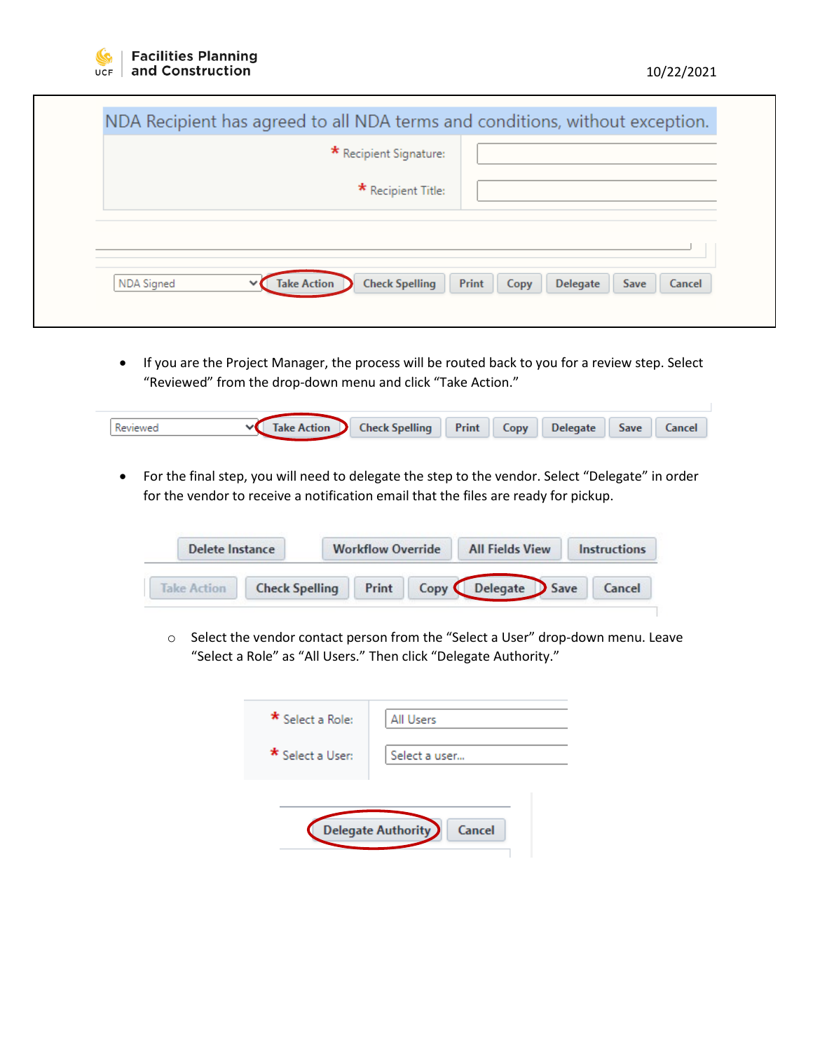NDA Recipient has agreed to all NDA terms and conditions, without exception.

* Recipient Signature:

* Recipient Title:

NDA Signed | Take Action | Check Spelling | Print | Copy | Delegate | Save | Cancel

- If you are the Project Manager, the process will be routed back to you for a review step. Select "Reviewed" from the drop-down menu and click "Take Action."

Reviewed | Take Action | Check Spelling | Print | Copy | Delegate | Save | Cancel

- For the final step, you will need to delegate the step to the vendor. Select "Delegate" in order for the vendor to receive a notification email that the files are ready for pickup.

Delete Instance | Workflow Override | All Fields View | Instructions

Take Action | Check Spelling | Print | Copy | Delegate | Save | Cancel

  - Select the vendor contact person from the "Select a User" drop-down menu. Leave "Select a Role" as "All Users." Then click "Delegate Authority."

* Select a Role: All Users

* Select a User: Select a user...

Delegate Authority | Cancel